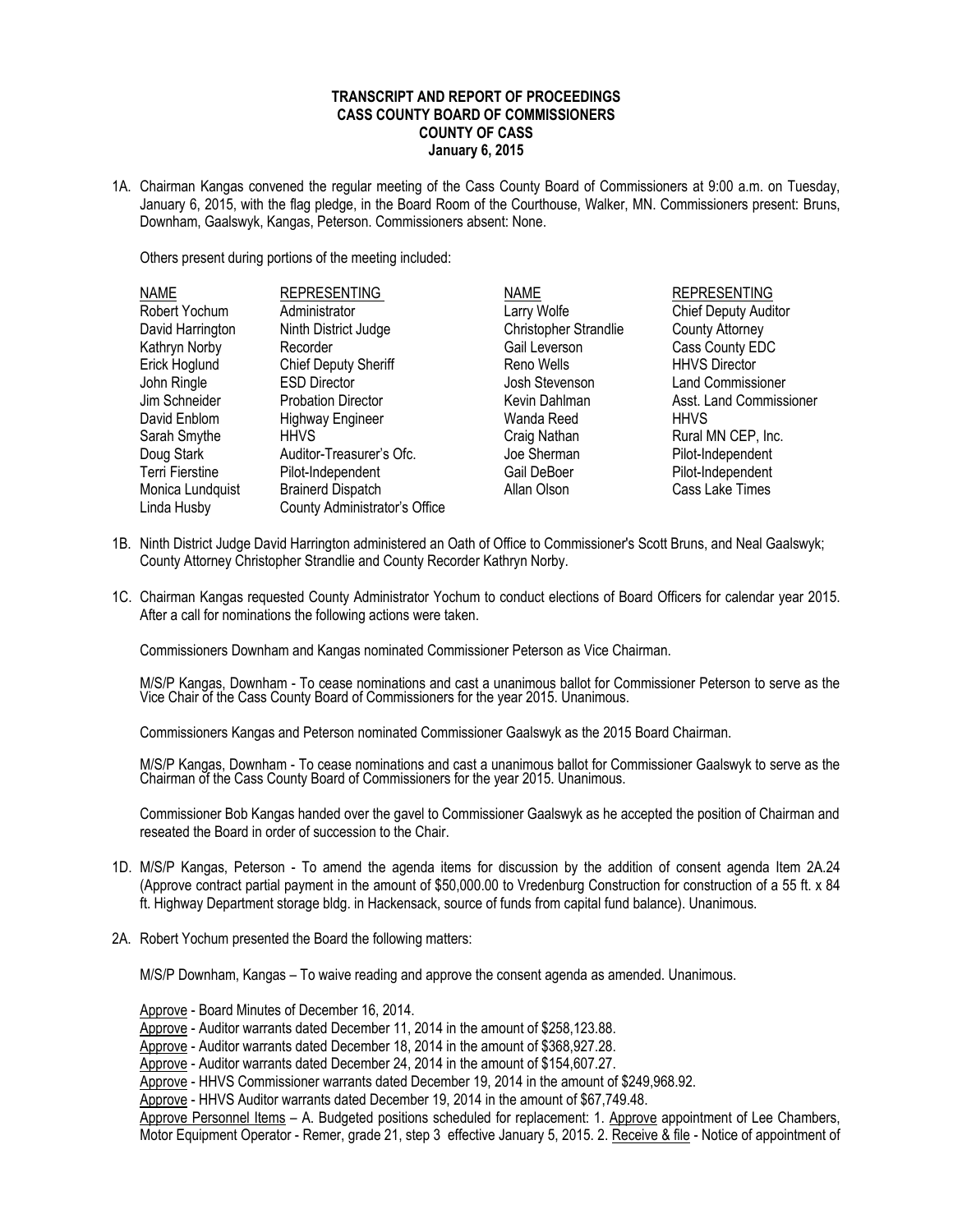**TRANSCRIPT AND REPORT OF PROCEEDINGS**
**CASS COUNTY BOARD OF COMMISSIONERS**
**COUNTY OF CASS**
**January 6, 2015**

1A. Chairman Kangas convened the regular meeting of the Cass County Board of Commissioners at 9:00 a.m. on Tuesday, January 6, 2015, with the flag pledge, in the Board Room of the Courthouse, Walker, MN. Commissioners present: Bruns, Downham, Gaalswyk, Kangas, Peterson. Commissioners absent: None.

Others present during portions of the meeting included:

| NAME | REPRESENTING | NAME | REPRESENTING |
|---|---|---|---|
| Robert Yochum | Administrator | Larry Wolfe | Chief Deputy Auditor |
| David Harrington | Ninth District Judge | Christopher Strandlie | County Attorney |
| Kathryn Norby | Recorder | Gail Leverson | Cass County EDC |
| Erick Hoglund | Chief Deputy Sheriff | Reno Wells | HHVS Director |
| John Ringle | ESD Director | Josh Stevenson | Land Commissioner |
| Jim Schneider | Probation Director | Kevin Dahlman | Asst. Land Commissioner |
| David Enblom | Highway Engineer | Wanda Reed | HHVS |
| Sarah Smythe | HHVS | Craig Nathan | Rural MN CEP, Inc. |
| Doug Stark | Auditor-Treasurer's Ofc. | Joe Sherman | Pilot-Independent |
| Terri Fierstine | Pilot-Independent | Gail DeBoer | Pilot-Independent |
| Monica Lundquist | Brainerd Dispatch | Allan Olson | Cass Lake Times |
| Linda Husby | County Administrator's Office | | |

1B. Ninth District Judge David Harrington administered an Oath of Office to Commissioner's Scott Bruns, and Neal Gaalswyk; County Attorney Christopher Strandlie and County Recorder Kathryn Norby.

1C. Chairman Kangas requested County Administrator Yochum to conduct elections of Board Officers for calendar year 2015. After a call for nominations the following actions were taken.

Commissioners Downham and Kangas nominated Commissioner Peterson as Vice Chairman.

M/S/P Kangas, Downham - To cease nominations and cast a unanimous ballot for Commissioner Peterson to serve as the Vice Chair of the Cass County Board of Commissioners for the year 2015. Unanimous.

Commissioners Kangas and Peterson nominated Commissioner Gaalswyk as the 2015 Board Chairman.

M/S/P Kangas, Downham - To cease nominations and cast a unanimous ballot for Commissioner Gaalswyk to serve as the Chairman of the Cass County Board of Commissioners for the year 2015. Unanimous.

Commissioner Bob Kangas handed over the gavel to Commissioner Gaalswyk as he accepted the position of Chairman and reseated the Board in order of succession to the Chair.

1D. M/S/P Kangas, Peterson - To amend the agenda items for discussion by the addition of consent agenda Item 2A.24 (Approve contract partial payment in the amount of $50,000.00 to Vredenburg Construction for construction of a 55 ft. x 84 ft. Highway Department storage bldg. in Hackensack, source of funds from capital fund balance). Unanimous.

2A. Robert Yochum presented the Board the following matters:

M/S/P Downham, Kangas – To waive reading and approve the consent agenda as amended. Unanimous.

Approve - Board Minutes of December 16, 2014.
Approve - Auditor warrants dated December 11, 2014 in the amount of $258,123.88.
Approve - Auditor warrants dated December 18, 2014 in the amount of $368,927.28.
Approve - Auditor warrants dated December 24, 2014 in the amount of $154,607.27.
Approve - HHVS Commissioner warrants dated December 19, 2014 in the amount of $249,968.92.
Approve - HHVS Auditor warrants dated December 19, 2014 in the amount of $67,749.48.
Approve Personnel Items – A. Budgeted positions scheduled for replacement: 1. Approve appointment of Lee Chambers, Motor Equipment Operator - Remer, grade 21, step 3 effective January 5, 2015. 2. Receive & file - Notice of appointment of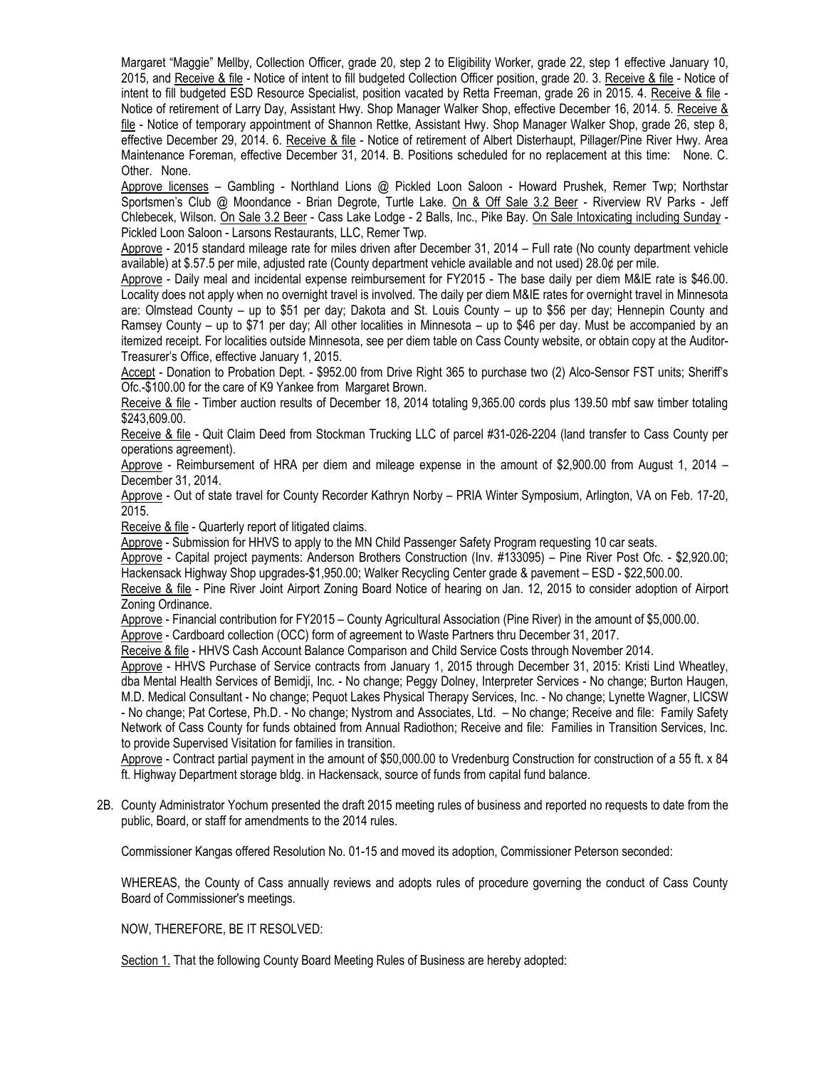Margaret "Maggie" Mellby, Collection Officer, grade 20, step 2 to Eligibility Worker, grade 22, step 1 effective January 10, 2015, and Receive & file - Notice of intent to fill budgeted Collection Officer position, grade 20. 3. Receive & file - Notice of intent to fill budgeted ESD Resource Specialist, position vacated by Retta Freeman, grade 26 in 2015. 4. Receive & file - Notice of retirement of Larry Day, Assistant Hwy. Shop Manager Walker Shop, effective December 16, 2014. 5. Receive & file - Notice of temporary appointment of Shannon Rettke, Assistant Hwy. Shop Manager Walker Shop, grade 26, step 8, effective December 29, 2014. 6. Receive & file - Notice of retirement of Albert Disterhaupt, Pillager/Pine River Hwy. Area Maintenance Foreman, effective December 31, 2014. B. Positions scheduled for no replacement at this time: None. C. Other. None.

Approve licenses – Gambling - Northland Lions @ Pickled Loon Saloon - Howard Prushek, Remer Twp; Northstar Sportsmen's Club @ Moondance - Brian Degrote, Turtle Lake. On & Off Sale 3.2 Beer - Riverview RV Parks - Jeff Chlebecek, Wilson. On Sale 3.2 Beer - Cass Lake Lodge - 2 Balls, Inc., Pike Bay. On Sale Intoxicating including Sunday - Pickled Loon Saloon - Larsons Restaurants, LLC, Remer Twp.

Approve - 2015 standard mileage rate for miles driven after December 31, 2014 – Full rate (No county department vehicle available) at $.57.5 per mile, adjusted rate (County department vehicle available and not used) 28.0¢ per mile.

Approve - Daily meal and incidental expense reimbursement for FY2015 - The base daily per diem M&IE rate is $46.00. Locality does not apply when no overnight travel is involved. The daily per diem M&IE rates for overnight travel in Minnesota are: Olmstead County – up to $51 per day; Dakota and St. Louis County – up to $56 per day; Hennepin County and Ramsey County – up to $71 per day; All other localities in Minnesota – up to $46 per day. Must be accompanied by an itemized receipt. For localities outside Minnesota, see per diem table on Cass County website, or obtain copy at the Auditor-Treasurer's Office, effective January 1, 2015.

Accept - Donation to Probation Dept. - $952.00 from Drive Right 365 to purchase two (2) Alco-Sensor FST units; Sheriff's Ofc.-$100.00 for the care of K9 Yankee from Margaret Brown.

Receive & file - Timber auction results of December 18, 2014 totaling 9,365.00 cords plus 139.50 mbf saw timber totaling $243,609.00.

Receive & file - Quit Claim Deed from Stockman Trucking LLC of parcel #31-026-2204 (land transfer to Cass County per operations agreement).

Approve - Reimbursement of HRA per diem and mileage expense in the amount of $2,900.00 from August 1, 2014 – December 31, 2014.

Approve - Out of state travel for County Recorder Kathryn Norby – PRIA Winter Symposium, Arlington, VA on Feb. 17-20, 2015.

Receive & file - Quarterly report of litigated claims.

Approve - Submission for HHVS to apply to the MN Child Passenger Safety Program requesting 10 car seats.

Approve - Capital project payments: Anderson Brothers Construction (Inv. #133095) – Pine River Post Ofc. - $2,920.00; Hackensack Highway Shop upgrades-$1,950.00; Walker Recycling Center grade & pavement – ESD - $22,500.00.

Receive & file - Pine River Joint Airport Zoning Board Notice of hearing on Jan. 12, 2015 to consider adoption of Airport Zoning Ordinance.

Approve - Financial contribution for FY2015 – County Agricultural Association (Pine River) in the amount of $5,000.00.

Approve - Cardboard collection (OCC) form of agreement to Waste Partners thru December 31, 2017.

Receive & file - HHVS Cash Account Balance Comparison and Child Service Costs through November 2014.

Approve - HHVS Purchase of Service contracts from January 1, 2015 through December 31, 2015: Kristi Lind Wheatley, dba Mental Health Services of Bemidji, Inc. - No change; Peggy Dolney, Interpreter Services - No change; Burton Haugen, M.D. Medical Consultant - No change; Pequot Lakes Physical Therapy Services, Inc. - No change; Lynette Wagner, LICSW - No change; Pat Cortese, Ph.D. - No change; Nystrom and Associates, Ltd. – No change; Receive and file: Family Safety Network of Cass County for funds obtained from Annual Radiothon; Receive and file: Families in Transition Services, Inc. to provide Supervised Visitation for families in transition.

Approve - Contract partial payment in the amount of $50,000.00 to Vredenburg Construction for construction of a 55 ft. x 84 ft. Highway Department storage bldg. in Hackensack, source of funds from capital fund balance.

2B. County Administrator Yochum presented the draft 2015 meeting rules of business and reported no requests to date from the public, Board, or staff for amendments to the 2014 rules.

Commissioner Kangas offered Resolution No. 01-15 and moved its adoption, Commissioner Peterson seconded:

WHEREAS, the County of Cass annually reviews and adopts rules of procedure governing the conduct of Cass County Board of Commissioner's meetings.

NOW, THEREFORE, BE IT RESOLVED:

Section 1. That the following County Board Meeting Rules of Business are hereby adopted: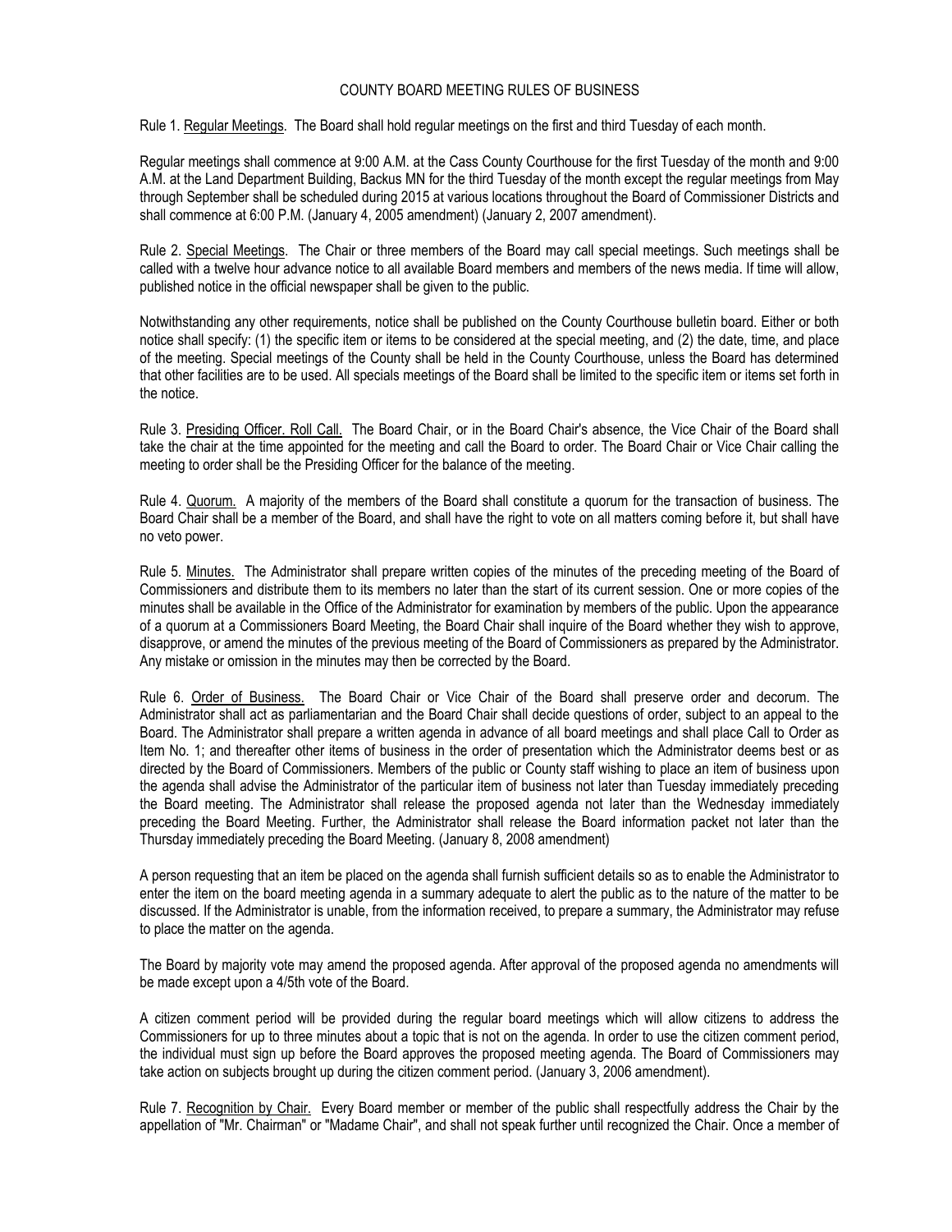# COUNTY BOARD MEETING RULES OF BUSINESS

Rule 1. Regular Meetings. The Board shall hold regular meetings on the first and third Tuesday of each month.

Regular meetings shall commence at 9:00 A.M. at the Cass County Courthouse for the first Tuesday of the month and 9:00 A.M. at the Land Department Building, Backus MN for the third Tuesday of the month except the regular meetings from May through September shall be scheduled during 2015 at various locations throughout the Board of Commissioner Districts and shall commence at 6:00 P.M. (January 4, 2005 amendment) (January 2, 2007 amendment).

Rule 2. Special Meetings. The Chair or three members of the Board may call special meetings. Such meetings shall be called with a twelve hour advance notice to all available Board members and members of the news media. If time will allow, published notice in the official newspaper shall be given to the public.

Notwithstanding any other requirements, notice shall be published on the County Courthouse bulletin board. Either or both notice shall specify: (1) the specific item or items to be considered at the special meeting, and (2) the date, time, and place of the meeting. Special meetings of the County shall be held in the County Courthouse, unless the Board has determined that other facilities are to be used. All specials meetings of the Board shall be limited to the specific item or items set forth in the notice.

Rule 3. Presiding Officer. Roll Call. The Board Chair, or in the Board Chair's absence, the Vice Chair of the Board shall take the chair at the time appointed for the meeting and call the Board to order. The Board Chair or Vice Chair calling the meeting to order shall be the Presiding Officer for the balance of the meeting.

Rule 4. Quorum. A majority of the members of the Board shall constitute a quorum for the transaction of business. The Board Chair shall be a member of the Board, and shall have the right to vote on all matters coming before it, but shall have no veto power.

Rule 5. Minutes. The Administrator shall prepare written copies of the minutes of the preceding meeting of the Board of Commissioners and distribute them to its members no later than the start of its current session. One or more copies of the minutes shall be available in the Office of the Administrator for examination by members of the public. Upon the appearance of a quorum at a Commissioners Board Meeting, the Board Chair shall inquire of the Board whether they wish to approve, disapprove, or amend the minutes of the previous meeting of the Board of Commissioners as prepared by the Administrator. Any mistake or omission in the minutes may then be corrected by the Board.

Rule 6. Order of Business. The Board Chair or Vice Chair of the Board shall preserve order and decorum. The Administrator shall act as parliamentarian and the Board Chair shall decide questions of order, subject to an appeal to the Board. The Administrator shall prepare a written agenda in advance of all board meetings and shall place Call to Order as Item No. 1; and thereafter other items of business in the order of presentation which the Administrator deems best or as directed by the Board of Commissioners. Members of the public or County staff wishing to place an item of business upon the agenda shall advise the Administrator of the particular item of business not later than Tuesday immediately preceding the Board meeting. The Administrator shall release the proposed agenda not later than the Wednesday immediately preceding the Board Meeting. Further, the Administrator shall release the Board information packet not later than the Thursday immediately preceding the Board Meeting. (January 8, 2008 amendment)

A person requesting that an item be placed on the agenda shall furnish sufficient details so as to enable the Administrator to enter the item on the board meeting agenda in a summary adequate to alert the public as to the nature of the matter to be discussed. If the Administrator is unable, from the information received, to prepare a summary, the Administrator may refuse to place the matter on the agenda.

The Board by majority vote may amend the proposed agenda. After approval of the proposed agenda no amendments will be made except upon a 4/5th vote of the Board.

A citizen comment period will be provided during the regular board meetings which will allow citizens to address the Commissioners for up to three minutes about a topic that is not on the agenda. In order to use the citizen comment period, the individual must sign up before the Board approves the proposed meeting agenda. The Board of Commissioners may take action on subjects brought up during the citizen comment period. (January 3, 2006 amendment).

Rule 7. Recognition by Chair. Every Board member or member of the public shall respectfully address the Chair by the appellation of "Mr. Chairman" or "Madame Chair", and shall not speak further until recognized the Chair. Once a member of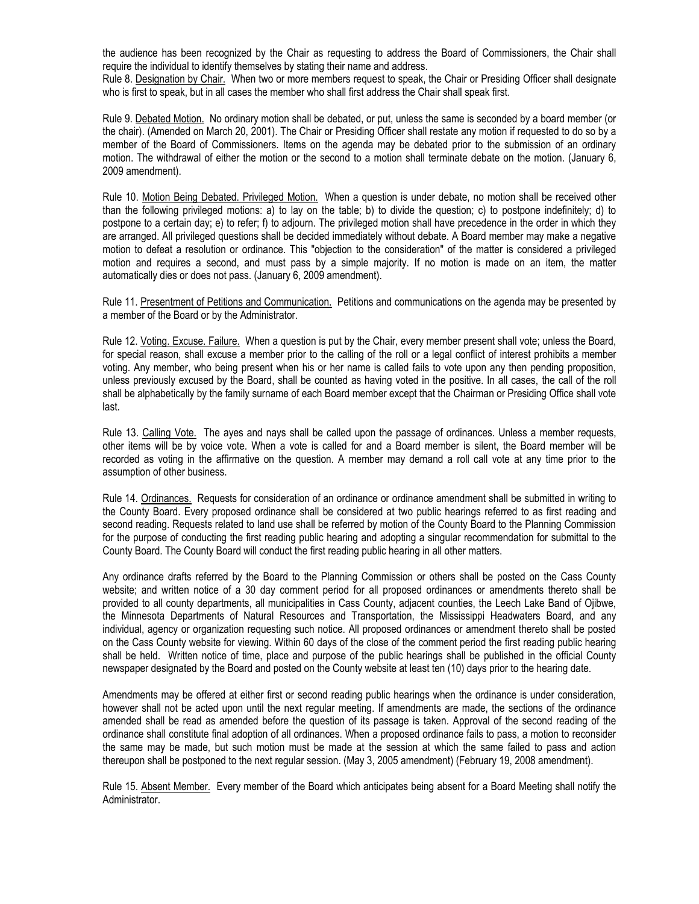the audience has been recognized by the Chair as requesting to address the Board of Commissioners, the Chair shall require the individual to identify themselves by stating their name and address.

Rule 8. <u>Designation by Chair.</u> When two or more members request to speak, the Chair or Presiding Officer shall designate who is first to speak, but in all cases the member who shall first address the Chair shall speak first.

Rule 9. <u>Debated Motion.</u> No ordinary motion shall be debated, or put, unless the same is seconded by a board member (or the chair). (Amended on March 20, 2001). The Chair or Presiding Officer shall restate any motion if requested to do so by a member of the Board of Commissioners. Items on the agenda may be debated prior to the submission of an ordinary motion. The withdrawal of either the motion or the second to a motion shall terminate debate on the motion. (January 6, 2009 amendment).

Rule 10. <u>Motion Being Debated. Privileged Motion.</u> When a question is under debate, no motion shall be received other than the following privileged motions: a) to lay on the table; b) to divide the question; c) to postpone indefinitely; d) to postpone to a certain day; e) to refer; f) to adjourn. The privileged motion shall have precedence in the order in which they are arranged. All privileged questions shall be decided immediately without debate. A Board member may make a negative motion to defeat a resolution or ordinance. This "objection to the consideration" of the matter is considered a privileged motion and requires a second, and must pass by a simple majority. If no motion is made on an item, the matter automatically dies or does not pass. (January 6, 2009 amendment).

Rule 11. <u>Presentment of Petitions and Communication.</u> Petitions and communications on the agenda may be presented by a member of the Board or by the Administrator.

Rule 12. <u>Voting. Excuse. Failure.</u> When a question is put by the Chair, every member present shall vote; unless the Board, for special reason, shall excuse a member prior to the calling of the roll or a legal conflict of interest prohibits a member voting. Any member, who being present when his or her name is called fails to vote upon any then pending proposition, unless previously excused by the Board, shall be counted as having voted in the positive. In all cases, the call of the roll shall be alphabetically by the family surname of each Board member except that the Chairman or Presiding Office shall vote last.

Rule 13. <u>Calling Vote.</u> The ayes and nays shall be called upon the passage of ordinances. Unless a member requests, other items will be by voice vote. When a vote is called for and a Board member is silent, the Board member will be recorded as voting in the affirmative on the question. A member may demand a roll call vote at any time prior to the assumption of other business.

Rule 14. <u>Ordinances.</u> Requests for consideration of an ordinance or ordinance amendment shall be submitted in writing to the County Board. Every proposed ordinance shall be considered at two public hearings referred to as first reading and second reading. Requests related to land use shall be referred by motion of the County Board to the Planning Commission for the purpose of conducting the first reading public hearing and adopting a singular recommendation for submittal to the County Board. The County Board will conduct the first reading public hearing in all other matters.

Any ordinance drafts referred by the Board to the Planning Commission or others shall be posted on the Cass County website; and written notice of a 30 day comment period for all proposed ordinances or amendments thereto shall be provided to all county departments, all municipalities in Cass County, adjacent counties, the Leech Lake Band of Ojibwe, the Minnesota Departments of Natural Resources and Transportation, the Mississippi Headwaters Board, and any individual, agency or organization requesting such notice. All proposed ordinances or amendment thereto shall be posted on the Cass County website for viewing. Within 60 days of the close of the comment period the first reading public hearing shall be held. Written notice of time, place and purpose of the public hearings shall be published in the official County newspaper designated by the Board and posted on the County website at least ten (10) days prior to the hearing date.

Amendments may be offered at either first or second reading public hearings when the ordinance is under consideration, however shall not be acted upon until the next regular meeting. If amendments are made, the sections of the ordinance amended shall be read as amended before the question of its passage is taken. Approval of the second reading of the ordinance shall constitute final adoption of all ordinances. When a proposed ordinance fails to pass, a motion to reconsider the same may be made, but such motion must be made at the session at which the same failed to pass and action thereupon shall be postponed to the next regular session. (May 3, 2005 amendment) (February 19, 2008 amendment).

Rule 15. <u>Absent Member.</u> Every member of the Board which anticipates being absent for a Board Meeting shall notify the Administrator.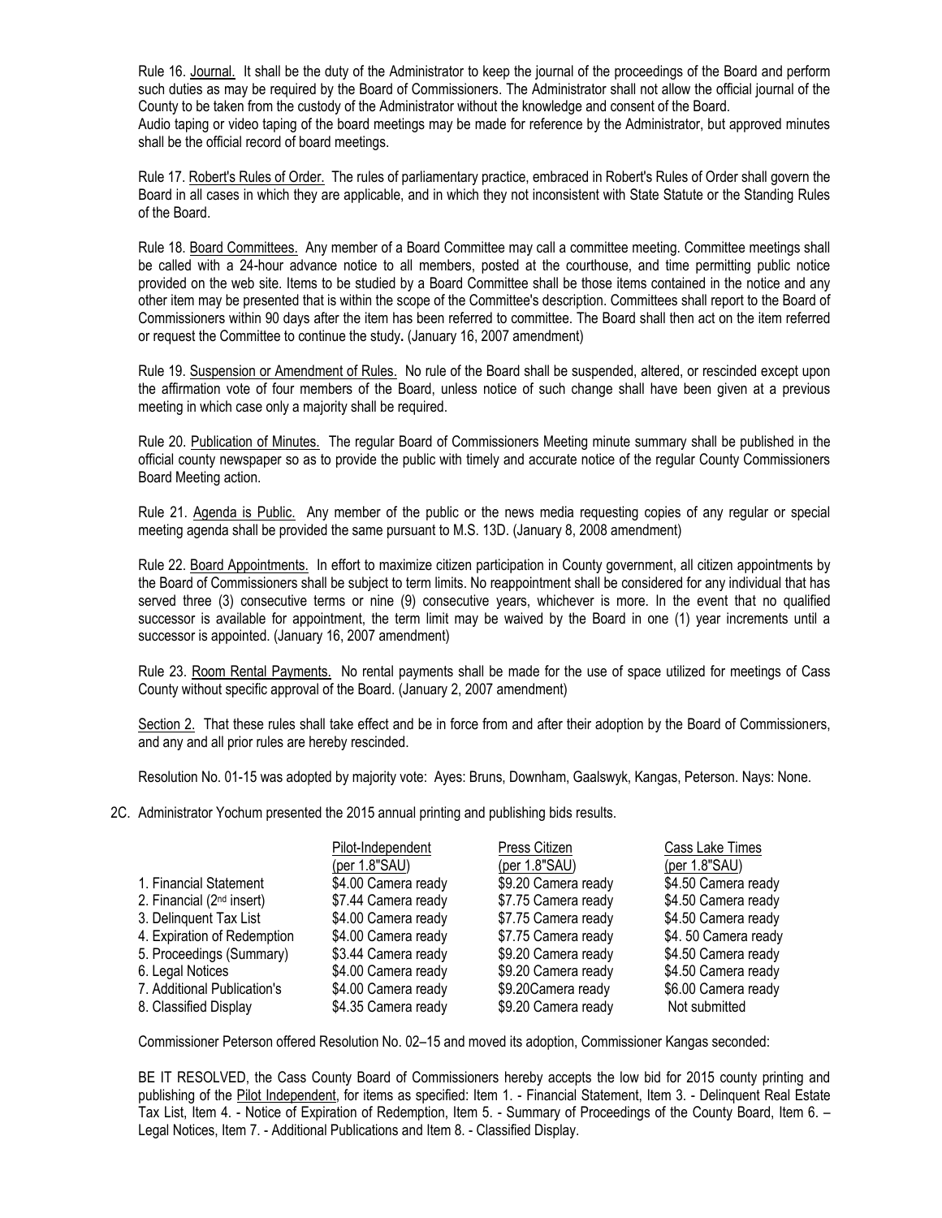Rule 16. Journal. It shall be the duty of the Administrator to keep the journal of the proceedings of the Board and perform such duties as may be required by the Board of Commissioners. The Administrator shall not allow the official journal of the County to be taken from the custody of the Administrator without the knowledge and consent of the Board.
Audio taping or video taping of the board meetings may be made for reference by the Administrator, but approved minutes shall be the official record of board meetings.

Rule 17. Robert's Rules of Order. The rules of parliamentary practice, embraced in Robert's Rules of Order shall govern the Board in all cases in which they are applicable, and in which they not inconsistent with State Statute or the Standing Rules of the Board.

Rule 18. Board Committees. Any member of a Board Committee may call a committee meeting. Committee meetings shall be called with a 24-hour advance notice to all members, posted at the courthouse, and time permitting public notice provided on the web site. Items to be studied by a Board Committee shall be those items contained in the notice and any other item may be presented that is within the scope of the Committee's description. Committees shall report to the Board of Commissioners within 90 days after the item has been referred to committee. The Board shall then act on the item referred or request the Committee to continue the study. (January 16, 2007 amendment)

Rule 19. Suspension or Amendment of Rules. No rule of the Board shall be suspended, altered, or rescinded except upon the affirmation vote of four members of the Board, unless notice of such change shall have been given at a previous meeting in which case only a majority shall be required.

Rule 20. Publication of Minutes. The regular Board of Commissioners Meeting minute summary shall be published in the official county newspaper so as to provide the public with timely and accurate notice of the regular County Commissioners Board Meeting action.

Rule 21. Agenda is Public. Any member of the public or the news media requesting copies of any regular or special meeting agenda shall be provided the same pursuant to M.S. 13D. (January 8, 2008 amendment)

Rule 22. Board Appointments. In effort to maximize citizen participation in County government, all citizen appointments by the Board of Commissioners shall be subject to term limits. No reappointment shall be considered for any individual that has served three (3) consecutive terms or nine (9) consecutive years, whichever is more. In the event that no qualified successor is available for appointment, the term limit may be waived by the Board in one (1) year increments until a successor is appointed. (January 16, 2007 amendment)

Rule 23. Room Rental Payments. No rental payments shall be made for the use of space utilized for meetings of Cass County without specific approval of the Board. (January 2, 2007 amendment)

Section 2. That these rules shall take effect and be in force from and after their adoption by the Board of Commissioners, and any and all prior rules are hereby rescinded.

Resolution No. 01-15 was adopted by majority vote: Ayes: Bruns, Downham, Gaalswyk, Kangas, Peterson. Nays: None.

2C. Administrator Yochum presented the 2015 annual printing and publishing bids results.

| | Pilot-Independent (per 1.8"SAU) | Press Citizen (per 1.8"SAU) | Cass Lake Times (per 1.8"SAU) |
|---|---|---|---|
| 1. Financial Statement | $4.00 Camera ready | $9.20 Camera ready | $4.50 Camera ready |
| 2. Financial (2nd insert) | $7.44 Camera ready | $7.75 Camera ready | $4.50 Camera ready |
| 3. Delinquent Tax List | $4.00 Camera ready | $7.75 Camera ready | $4.50 Camera ready |
| 4. Expiration of Redemption | $4.00 Camera ready | $7.75 Camera ready | $4. 50 Camera ready |
| 5. Proceedings (Summary) | $3.44 Camera ready | $9.20 Camera ready | $4.50 Camera ready |
| 6. Legal Notices | $4.00 Camera ready | $9.20 Camera ready | $4.50 Camera ready |
| 7. Additional Publication's | $4.00 Camera ready | $9.20Camera ready | $6.00 Camera ready |
| 8. Classified Display | $4.35 Camera ready | $9.20 Camera ready | Not submitted |

Commissioner Peterson offered Resolution No. 02–15 and moved its adoption, Commissioner Kangas seconded:

BE IT RESOLVED, the Cass County Board of Commissioners hereby accepts the low bid for 2015 county printing and publishing of the Pilot Independent, for items as specified: Item 1. - Financial Statement, Item 3. - Delinquent Real Estate Tax List, Item 4. - Notice of Expiration of Redemption, Item 5. - Summary of Proceedings of the County Board, Item 6. – Legal Notices, Item 7. - Additional Publications and Item 8. - Classified Display.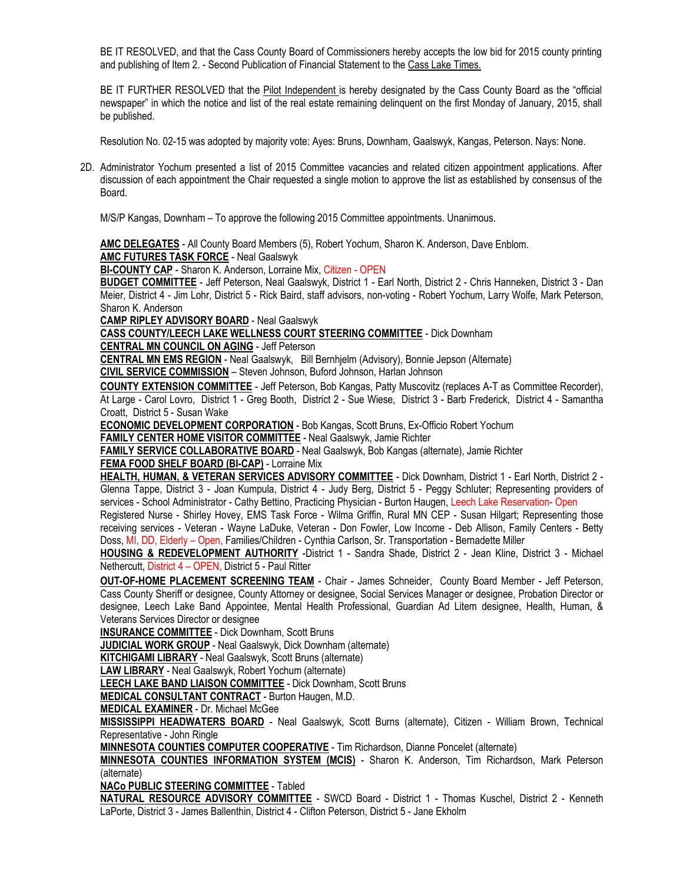BE IT RESOLVED, and that the Cass County Board of Commissioners hereby accepts the low bid for 2015 county printing and publishing of Item 2. - Second Publication of Financial Statement to the Cass Lake Times.

BE IT FURTHER RESOLVED that the Pilot Independent is hereby designated by the Cass County Board as the "official newspaper" in which the notice and list of the real estate remaining delinquent on the first Monday of January, 2015, shall be published.

Resolution No. 02-15 was adopted by majority vote: Ayes: Bruns, Downham, Gaalswyk, Kangas, Peterson. Nays: None.

2D. Administrator Yochum presented a list of 2015 Committee vacancies and related citizen appointment applications. After discussion of each appointment the Chair requested a single motion to approve the list as established by consensus of the Board.

M/S/P Kangas, Downham – To approve the following 2015 Committee appointments. Unanimous.

**AMC DELEGATES** - All County Board Members (5), Robert Yochum, Sharon K. Anderson, Dave Enblom.
**AMC FUTURES TASK FORCE** - Neal Gaalswyk
**BI-COUNTY CAP** - Sharon K. Anderson, Lorraine Mix, Citizen - OPEN
**BUDGET COMMITTEE** - Jeff Peterson, Neal Gaalswyk, District 1 - Earl North, District 2 - Chris Hanneken, District 3 - Dan Meier, District 4 - Jim Lohr, District 5 - Rick Baird, staff advisors, non-voting - Robert Yochum, Larry Wolfe, Mark Peterson, Sharon K. Anderson
**CAMP RIPLEY ADVISORY BOARD** - Neal Gaalswyk
**CASS COUNTY/LEECH LAKE WELLNESS COURT STEERING COMMITTEE** - Dick Downham
**CENTRAL MN COUNCIL ON AGING** - Jeff Peterson
**CENTRAL MN EMS REGION** - Neal Gaalswyk, Bill Bernhjelm (Advisory), Bonnie Jepson (Alternate)
**CIVIL SERVICE COMMISSION** – Steven Johnson, Buford Johnson, Harlan Johnson
**COUNTY EXTENSION COMMITTEE** - Jeff Peterson, Bob Kangas, Patty Muscovitz (replaces A-T as Committee Recorder), At Large - Carol Lovro, District 1 - Greg Booth, District 2 - Sue Wiese, District 3 - Barb Frederick, District 4 - Samantha Croatt, District 5 - Susan Wake
**ECONOMIC DEVELOPMENT CORPORATION** - Bob Kangas, Scott Bruns, Ex-Officio Robert Yochum
**FAMILY CENTER HOME VISITOR COMMITTEE** - Neal Gaalswyk, Jamie Richter
**FAMILY SERVICE COLLABORATIVE BOARD** - Neal Gaalswyk, Bob Kangas (alternate), Jamie Richter
**FEMA FOOD SHELF BOARD (BI-CAP)** - Lorraine Mix
**HEALTH, HUMAN, & VETERAN SERVICES ADVISORY COMMITTEE** - Dick Downham, District 1 - Earl North, District 2 - Glenna Tappe, District 3 - Joan Kumpula, District 4 - Judy Berg, District 5 - Peggy Schluter; Representing providers of services - School Administrator - Cathy Bettino, Practicing Physician - Burton Haugen, Leech Lake Reservation- Open Registered Nurse - Shirley Hovey, EMS Task Force - Wilma Griffin, Rural MN CEP - Susan Hilgart; Representing those receiving services - Veteran - Wayne LaDuke, Veteran - Don Fowler, Low Income - Deb Allison, Family Centers - Betty Doss, MI, DD, Elderly – Open, Families/Children - Cynthia Carlson, Sr. Transportation - Bernadette Miller
**HOUSING & REDEVELOPMENT AUTHORITY** -District 1 - Sandra Shade, District 2 - Jean Kline, District 3 - Michael Nethercutt, District 4 – OPEN, District 5 - Paul Ritter
**OUT-OF-HOME PLACEMENT SCREENING TEAM** - Chair - James Schneider, County Board Member - Jeff Peterson, Cass County Sheriff or designee, County Attorney or designee, Social Services Manager or designee, Probation Director or designee, Leech Lake Band Appointee, Mental Health Professional, Guardian Ad Litem designee, Health, Human, & Veterans Services Director or designee
**INSURANCE COMMITTEE** - Dick Downham, Scott Bruns
**JUDICIAL WORK GROUP** - Neal Gaalswyk, Dick Downham (alternate)
**KITCHIGAMI LIBRARY** - Neal Gaalswyk, Scott Bruns (alternate)
**LAW LIBRARY** - Neal Gaalswyk, Robert Yochum (alternate)
**LEECH LAKE BAND LIAISON COMMITTEE** - Dick Downham, Scott Bruns
**MEDICAL CONSULTANT CONTRACT** - Burton Haugen, M.D.
**MEDICAL EXAMINER** - Dr. Michael McGee
**MISSISSIPPI HEADWATERS BOARD** - Neal Gaalswyk, Scott Burns (alternate), Citizen - William Brown, Technical Representative - John Ringle
**MINNESOTA COUNTIES COMPUTER COOPERATIVE** - Tim Richardson, Dianne Poncelet (alternate)
**MINNESOTA COUNTIES INFORMATION SYSTEM (MCIS)** - Sharon K. Anderson, Tim Richardson, Mark Peterson (alternate)
**NACo PUBLIC STEERING COMMITTEE** - Tabled
**NATURAL RESOURCE ADVISORY COMMITTEE** - SWCD Board - District 1 - Thomas Kuschel, District 2 - Kenneth LaPorte, District 3 - James Ballenthin, District 4 - Clifton Peterson, District 5 - Jane Ekholm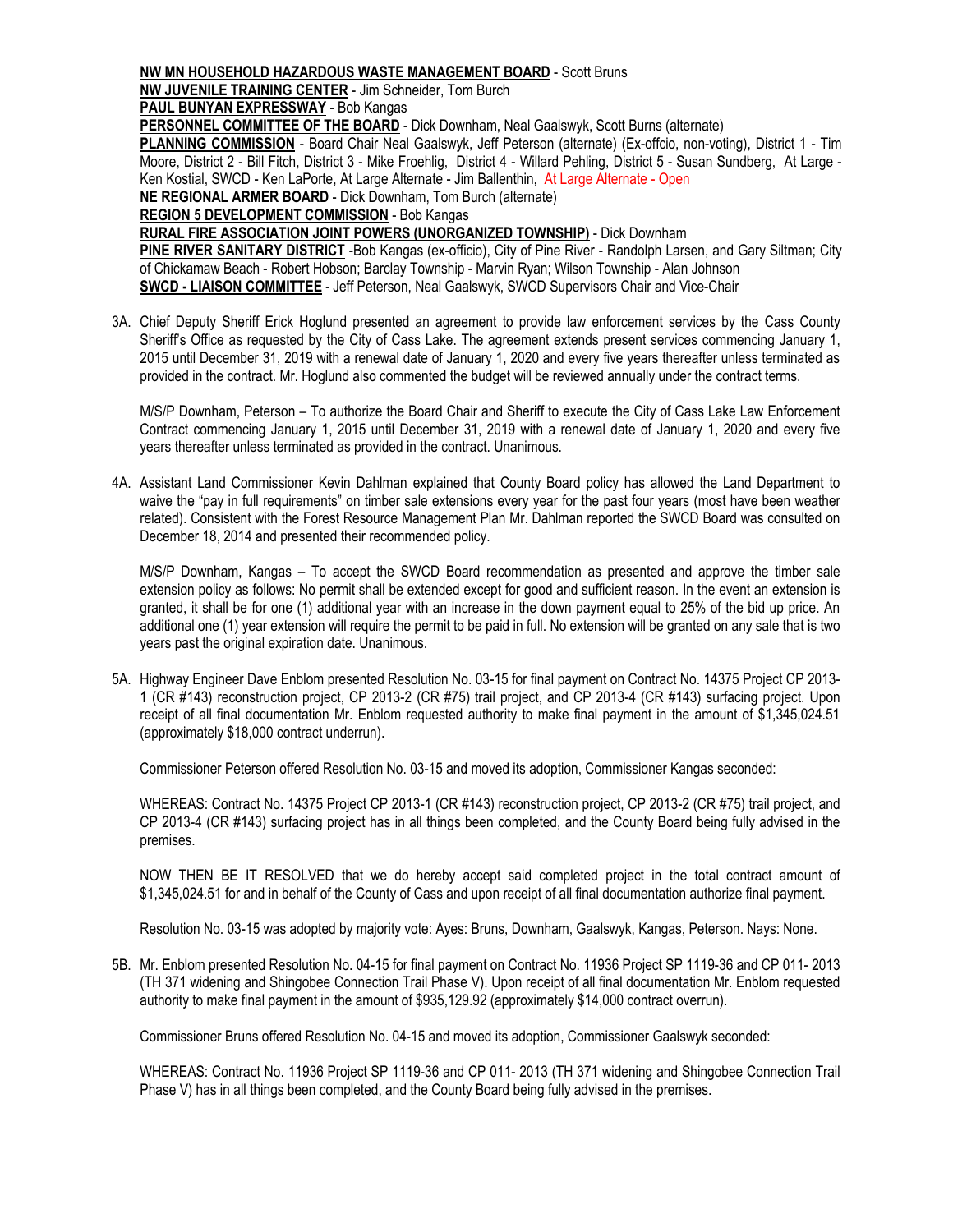**NW MN HOUSEHOLD HAZARDOUS WASTE MANAGEMENT BOARD** - Scott Bruns
**NW JUVENILE TRAINING CENTER** - Jim Schneider, Tom Burch
**PAUL BUNYAN EXPRESSWAY** - Bob Kangas
**PERSONNEL COMMITTEE OF THE BOARD** - Dick Downham, Neal Gaalswyk, Scott Burns (alternate)
**PLANNING COMMISSION** - Board Chair Neal Gaalswyk, Jeff Peterson (alternate) (Ex-offcio, non-voting), District 1 - Tim Moore, District 2 - Bill Fitch, District 3 - Mike Froehlig, District 4 - Willard Pehling, District 5 - Susan Sundberg, At Large - Ken Kostial, SWCD - Ken LaPorte, At Large Alternate - Jim Ballenthin, At Large Alternate - Open
**NE REGIONAL ARMER BOARD** - Dick Downham, Tom Burch (alternate)
**REGION 5 DEVELOPMENT COMMISSION** - Bob Kangas
**RURAL FIRE ASSOCIATION JOINT POWERS (UNORGANIZED TOWNSHIP)** - Dick Downham
**PINE RIVER SANITARY DISTRICT** -Bob Kangas (ex-officio), City of Pine River - Randolph Larsen, and Gary Siltman; City of Chickamaw Beach - Robert Hobson; Barclay Township - Marvin Ryan; Wilson Township - Alan Johnson
**SWCD - LIAISON COMMITTEE** - Jeff Peterson, Neal Gaalswyk, SWCD Supervisors Chair and Vice-Chair

3A. Chief Deputy Sheriff Erick Hoglund presented an agreement to provide law enforcement services by the Cass County Sheriff's Office as requested by the City of Cass Lake. The agreement extends present services commencing January 1, 2015 until December 31, 2019 with a renewal date of January 1, 2020 and every five years thereafter unless terminated as provided in the contract. Mr. Hoglund also commented the budget will be reviewed annually under the contract terms.

M/S/P Downham, Peterson – To authorize the Board Chair and Sheriff to execute the City of Cass Lake Law Enforcement Contract commencing January 1, 2015 until December 31, 2019 with a renewal date of January 1, 2020 and every five years thereafter unless terminated as provided in the contract. Unanimous.

4A. Assistant Land Commissioner Kevin Dahlman explained that County Board policy has allowed the Land Department to waive the "pay in full requirements" on timber sale extensions every year for the past four years (most have been weather related). Consistent with the Forest Resource Management Plan Mr. Dahlman reported the SWCD Board was consulted on December 18, 2014 and presented their recommended policy.

M/S/P Downham, Kangas – To accept the SWCD Board recommendation as presented and approve the timber sale extension policy as follows: No permit shall be extended except for good and sufficient reason. In the event an extension is granted, it shall be for one (1) additional year with an increase in the down payment equal to 25% of the bid up price. An additional one (1) year extension will require the permit to be paid in full. No extension will be granted on any sale that is two years past the original expiration date. Unanimous.

5A. Highway Engineer Dave Enblom presented Resolution No. 03-15 for final payment on Contract No. 14375 Project CP 2013-1 (CR #143) reconstruction project, CP 2013-2 (CR #75) trail project, and CP 2013-4 (CR #143) surfacing project. Upon receipt of all final documentation Mr. Enblom requested authority to make final payment in the amount of $1,345,024.51 (approximately $18,000 contract underrun).

Commissioner Peterson offered Resolution No. 03-15 and moved its adoption, Commissioner Kangas seconded:

WHEREAS: Contract No. 14375 Project CP 2013-1 (CR #143) reconstruction project, CP 2013-2 (CR #75) trail project, and CP 2013-4 (CR #143) surfacing project has in all things been completed, and the County Board being fully advised in the premises.

NOW THEN BE IT RESOLVED that we do hereby accept said completed project in the total contract amount of $1,345,024.51 for and in behalf of the County of Cass and upon receipt of all final documentation authorize final payment.

Resolution No. 03-15 was adopted by majority vote: Ayes: Bruns, Downham, Gaalswyk, Kangas, Peterson. Nays: None.

5B. Mr. Enblom presented Resolution No. 04-15 for final payment on Contract No. 11936 Project SP 1119-36 and CP 011- 2013 (TH 371 widening and Shingobee Connection Trail Phase V). Upon receipt of all final documentation Mr. Enblom requested authority to make final payment in the amount of $935,129.92 (approximately $14,000 contract overrun).

Commissioner Bruns offered Resolution No. 04-15 and moved its adoption, Commissioner Gaalswyk seconded:

WHEREAS: Contract No. 11936 Project SP 1119-36 and CP 011- 2013 (TH 371 widening and Shingobee Connection Trail Phase V) has in all things been completed, and the County Board being fully advised in the premises.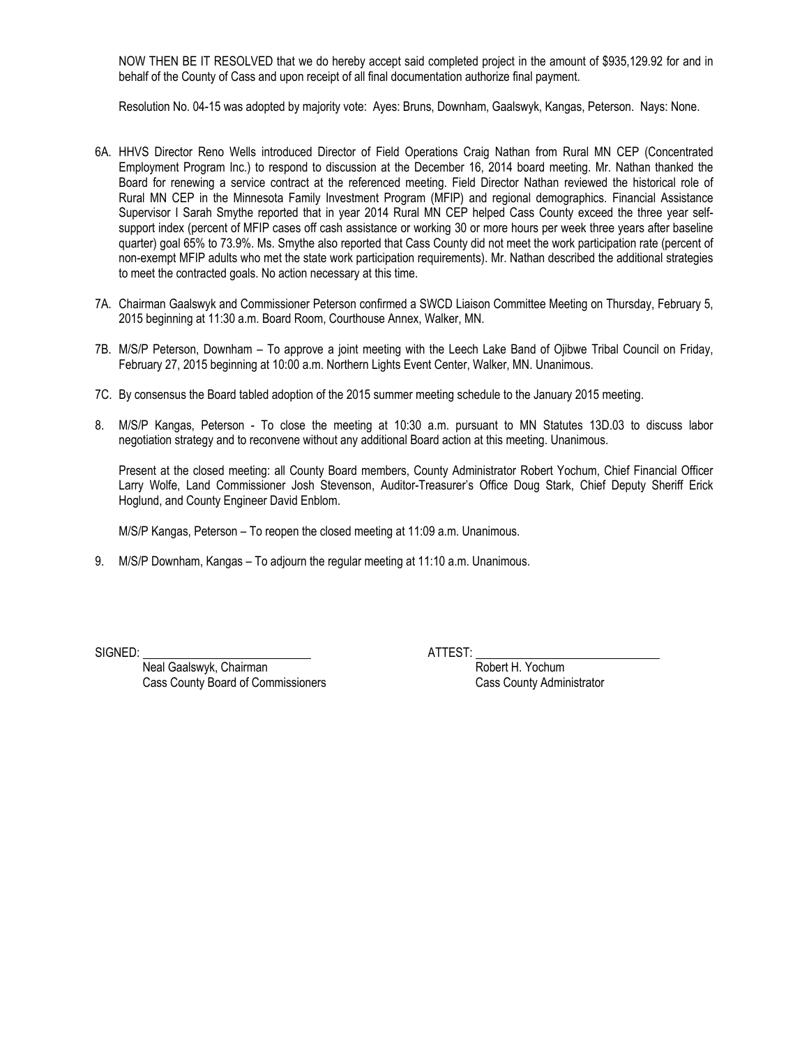NOW THEN BE IT RESOLVED that we do hereby accept said completed project in the amount of $935,129.92 for and in behalf of the County of Cass and upon receipt of all final documentation authorize final payment.

Resolution No. 04-15 was adopted by majority vote: Ayes: Bruns, Downham, Gaalswyk, Kangas, Peterson. Nays: None.

6A. HHVS Director Reno Wells introduced Director of Field Operations Craig Nathan from Rural MN CEP (Concentrated Employment Program Inc.) to respond to discussion at the December 16, 2014 board meeting. Mr. Nathan thanked the Board for renewing a service contract at the referenced meeting. Field Director Nathan reviewed the historical role of Rural MN CEP in the Minnesota Family Investment Program (MFIP) and regional demographics. Financial Assistance Supervisor I Sarah Smythe reported that in year 2014 Rural MN CEP helped Cass County exceed the three year self-support index (percent of MFIP cases off cash assistance or working 30 or more hours per week three years after baseline quarter) goal 65% to 73.9%. Ms. Smythe also reported that Cass County did not meet the work participation rate (percent of non-exempt MFIP adults who met the state work participation requirements). Mr. Nathan described the additional strategies to meet the contracted goals. No action necessary at this time.

7A. Chairman Gaalswyk and Commissioner Peterson confirmed a SWCD Liaison Committee Meeting on Thursday, February 5, 2015 beginning at 11:30 a.m. Board Room, Courthouse Annex, Walker, MN.

7B. M/S/P Peterson, Downham – To approve a joint meeting with the Leech Lake Band of Ojibwe Tribal Council on Friday, February 27, 2015 beginning at 10:00 a.m. Northern Lights Event Center, Walker, MN. Unanimous.

7C. By consensus the Board tabled adoption of the 2015 summer meeting schedule to the January 2015 meeting.

8. M/S/P Kangas, Peterson - To close the meeting at 10:30 a.m. pursuant to MN Statutes 13D.03 to discuss labor negotiation strategy and to reconvene without any additional Board action at this meeting. Unanimous.

   Present at the closed meeting: all County Board members, County Administrator Robert Yochum, Chief Financial Officer Larry Wolfe, Land Commissioner Josh Stevenson, Auditor-Treasurer's Office Doug Stark, Chief Deputy Sheriff Erick Hoglund, and County Engineer David Enblom.

   M/S/P Kangas, Peterson – To reopen the closed meeting at 11:09 a.m. Unanimous.

9. M/S/P Downham, Kangas – To adjourn the regular meeting at 11:10 a.m. Unanimous.

SIGNED: ____________________________
Neal Gaalswyk, Chairman
Cass County Board of Commissioners

ATTEST: ____________________________
Robert H. Yochum
Cass County Administrator